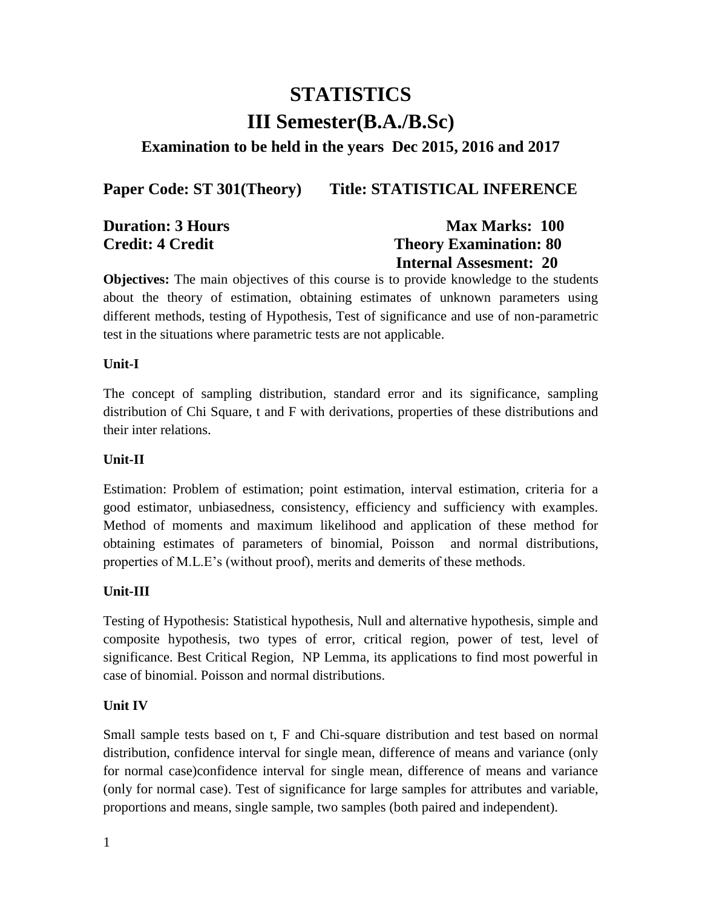# STATISTICS

# III Semester(B.A./B.Sc)

### Examination to be held in the years Dec 2015, 2016 and 2017

**Paper Code: ST 301(Theory)** **Title: STATISTICAL INFERENCE**

**Duration: 3 Hours** **Max Marks: 100**

**Credit: 4 Credit** **Theory Examination: 80**

**Internal Assesment: 20**

**Objectives:** The main objectives of this course is to provide knowledge to the students about the theory of estimation, obtaining estimates of unknown parameters using different methods, testing of Hypothesis, Test of significance and use of non-parametric test in the situations where parametric tests are not applicable.

**Unit-I**

The concept of sampling distribution, standard error and its significance, sampling distribution of Chi Square, t and F with derivations, properties of these distributions and their inter relations.

**Unit-II**

Estimation: Problem of estimation; point estimation, interval estimation, criteria for a good estimator, unbiasedness, consistency, efficiency and sufficiency with examples. Method of moments and maximum likelihood and application of these method for obtaining estimates of parameters of binomial, Poisson and normal distributions, properties of M.L.E's (without proof), merits and demerits of these methods.

**Unit-III**

Testing of Hypothesis: Statistical hypothesis, Null and alternative hypothesis, simple and composite hypothesis, two types of error, critical region, power of test, level of significance. Best Critical Region, NP Lemma, its applications to find most powerful in case of binomial. Poisson and normal distributions.

**Unit IV**

Small sample tests based on t, F and Chi-square distribution and test based on normal distribution, confidence interval for single mean, difference of means and variance (only for normal case)confidence interval for single mean, difference of means and variance (only for normal case). Test of significance for large samples for attributes and variable, proportions and means, single sample, two samples (both paired and independent).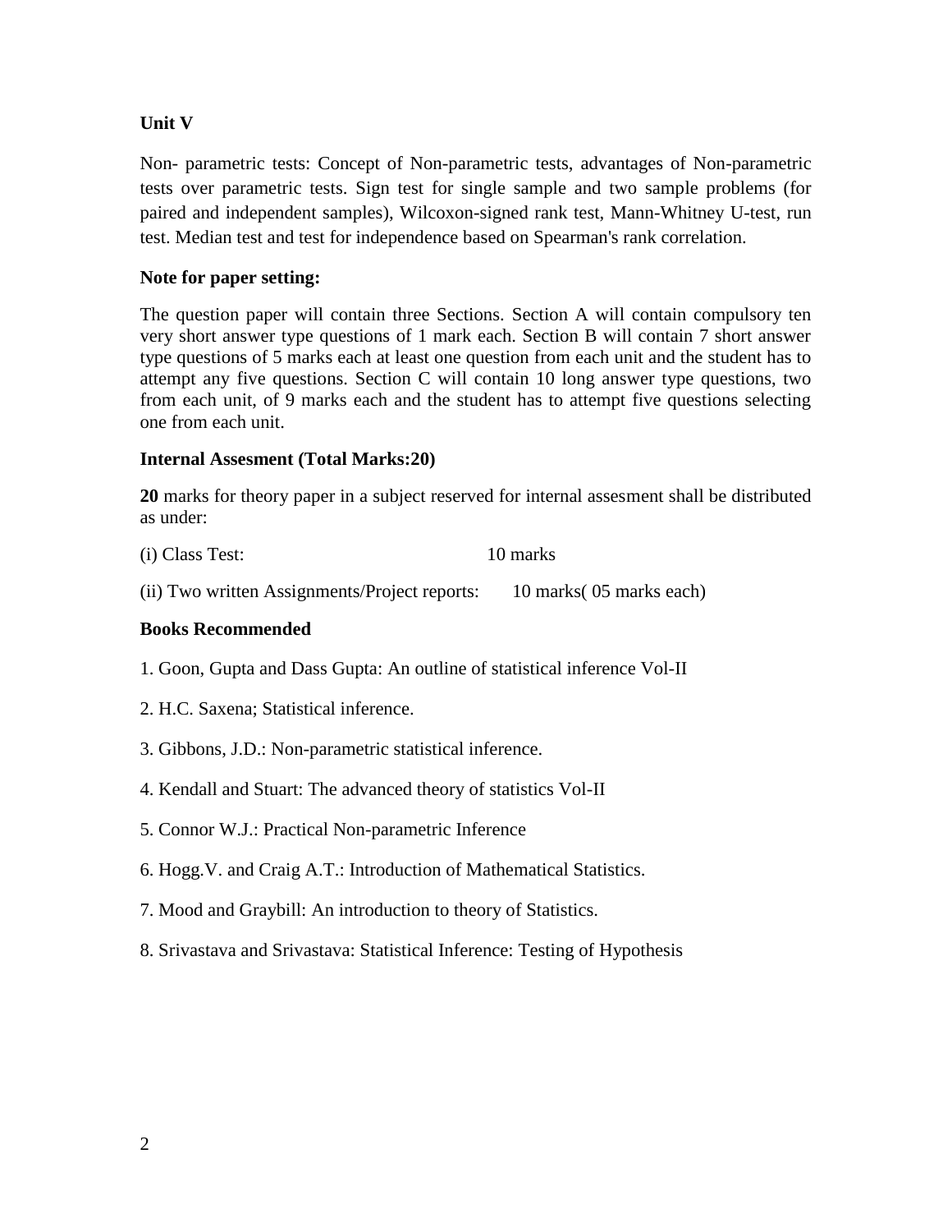**Unit V**

Non- parametric tests: Concept of Non-parametric tests, advantages of Non-parametric tests over parametric tests. Sign test for single sample and two sample problems (for paired and independent samples), Wilcoxon-signed rank test, Mann-Whitney U-test, run test. Median test and test for independence based on Spearman's rank correlation.

**Note for paper setting:**

The question paper will contain three Sections. Section A will contain compulsory ten very short answer type questions of 1 mark each. Section B will contain 7 short answer type questions of 5 marks each at least one question from each unit and the student has to attempt any five questions. Section C will contain 10 long answer type questions, two from each unit, of 9 marks each and the student has to attempt five questions selecting one from each unit.

**Internal Assesment (Total Marks:20)**

**20** marks for theory paper in a subject reserved for internal assesment shall be distributed as under:

(i) Class Test: 10 marks

(ii) Two written Assignments/Project reports: 10 marks( 05 marks each)

**Books Recommended**

1. Goon, Gupta and Dass Gupta: An outline of statistical inference Vol-II
2. H.C. Saxena; Statistical inference.
3. Gibbons, J.D.: Non-parametric statistical inference.
4. Kendall and Stuart: The advanced theory of statistics Vol-II
5. Connor W.J.: Practical Non-parametric Inference
6. Hogg.V. and Craig A.T.: Introduction of Mathematical Statistics.
7. Mood and Graybill: An introduction to theory of Statistics.
8. Srivastava and Srivastava: Statistical Inference: Testing of Hypothesis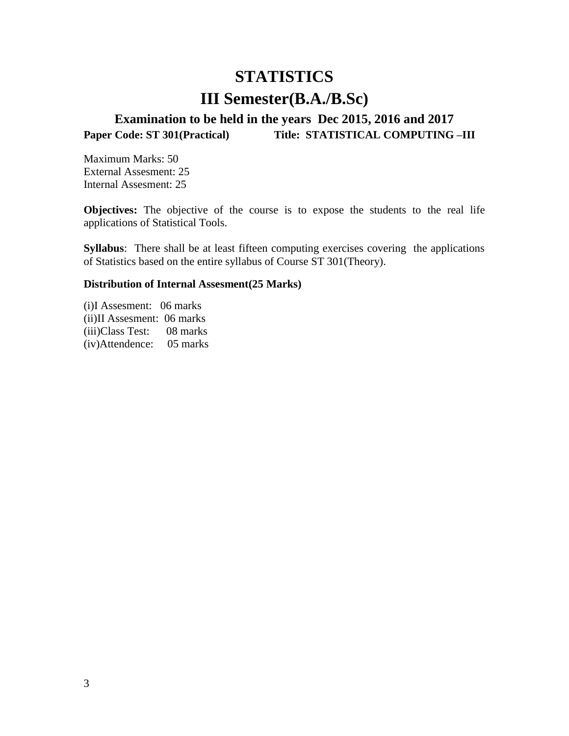# STATISTICS

# III Semester(B.A./B.Sc)

### Examination to be held in the years Dec 2015, 2016 and 2017

**Paper Code: ST 301(Practical)** **Title: STATISTICAL COMPUTING –III**

Maximum Marks: 50
External Assesment: 25
Internal Assesment: 25

**Objectives:** The objective of the course is to expose the students to the real life applications of Statistical Tools.

**Syllabus**: There shall be at least fifteen computing exercises covering the applications of Statistics based on the entire syllabus of Course ST 301(Theory).

**Distribution of Internal Assesment(25 Marks)**

(i)I Assesment: 06 marks
(ii)II Assesment: 06 marks
(iii)Class Test: 08 marks
(iv)Attendence: 05 marks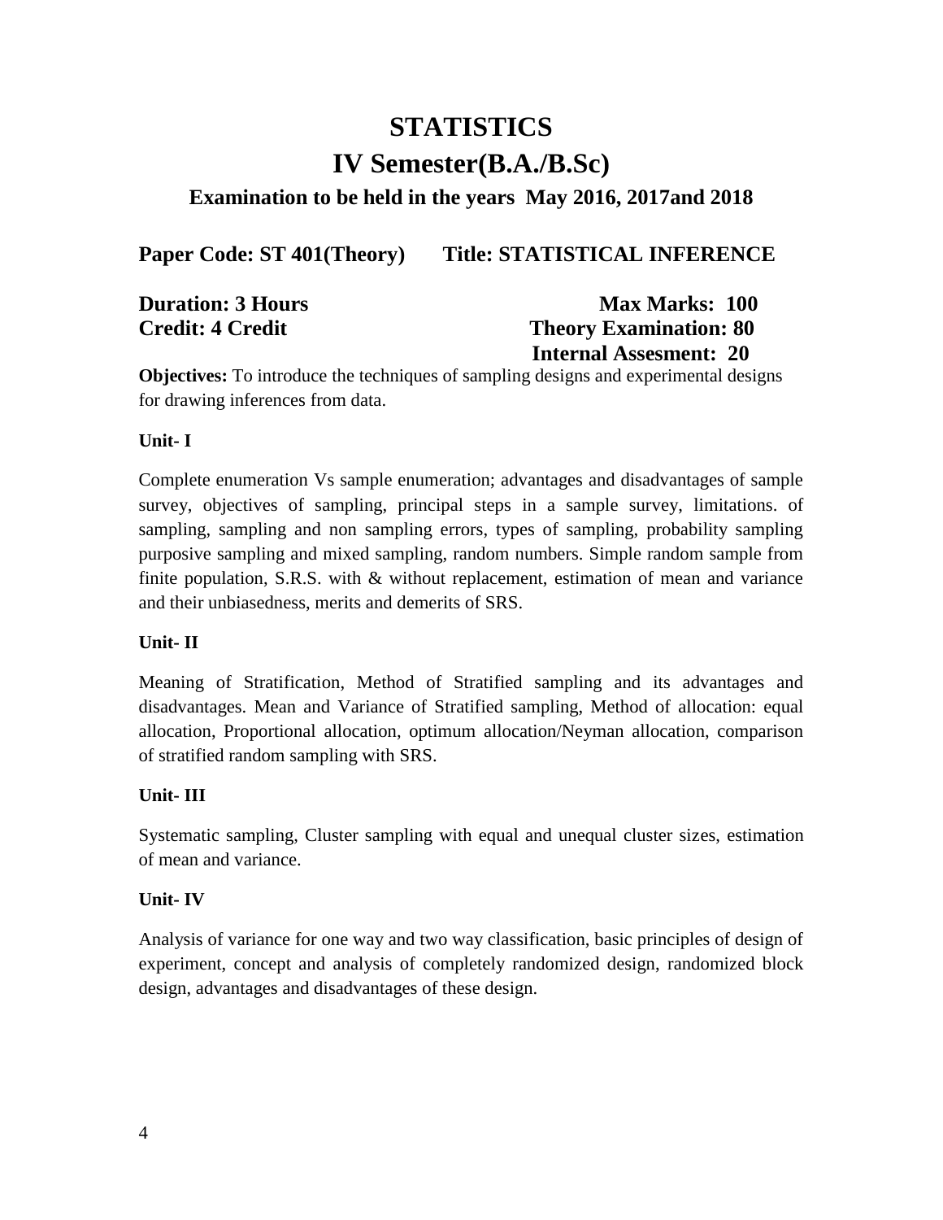# STATISTICS

## IV Semester(B.A./B.Sc)

### Examination to be held in the years May 2016, 2017and 2018

**Paper Code: ST 401(Theory)** **Title: STATISTICAL INFERENCE**

**Duration: 3 Hours** **Max Marks: 100**
**Credit: 4 Credit** **Theory Examination: 80**
**Internal Assesment: 20**

**Objectives:** To introduce the techniques of sampling designs and experimental designs for drawing inferences from data.

**Unit- I**

Complete enumeration Vs sample enumeration; advantages and disadvantages of sample survey, objectives of sampling, principal steps in a sample survey, limitations. of sampling, sampling and non sampling errors, types of sampling, probability sampling purposive sampling and mixed sampling, random numbers. Simple random sample from finite population, S.R.S. with & without replacement, estimation of mean and variance and their unbiasedness, merits and demerits of SRS.

**Unit- II**

Meaning of Stratification, Method of Stratified sampling and its advantages and disadvantages. Mean and Variance of Stratified sampling, Method of allocation: equal allocation, Proportional allocation, optimum allocation/Neyman allocation, comparison of stratified random sampling with SRS.

**Unit- III**

Systematic sampling, Cluster sampling with equal and unequal cluster sizes, estimation of mean and variance.

**Unit- IV**

Analysis of variance for one way and two way classification, basic principles of design of experiment, concept and analysis of completely randomized design, randomized block design, advantages and disadvantages of these design.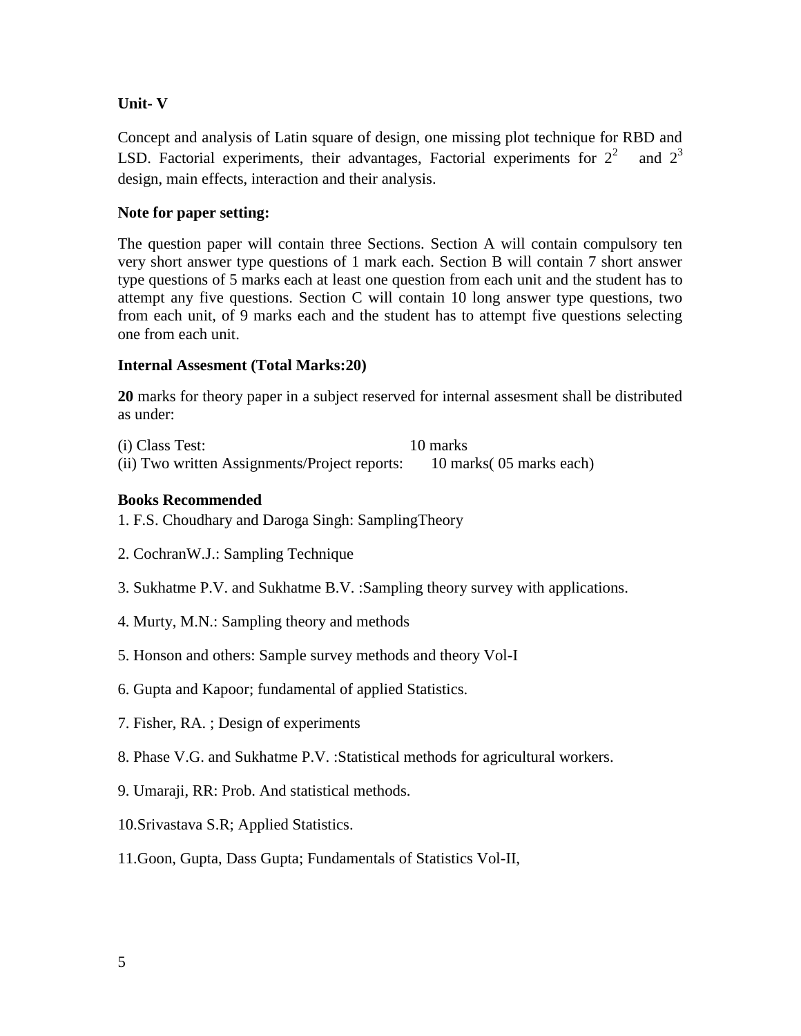**Unit- V**

Concept and analysis of Latin square of design, one missing plot technique for RBD and LSD. Factorial experiments, their advantages, Factorial experiments for $2^2$ and $2^3$ design, main effects, interaction and their analysis.

**Note for paper setting:**

The question paper will contain three Sections. Section A will contain compulsory ten very short answer type questions of 1 mark each. Section B will contain 7 short answer type questions of 5 marks each at least one question from each unit and the student has to attempt any five questions. Section C will contain 10 long answer type questions, two from each unit, of 9 marks each and the student has to attempt five questions selecting one from each unit.

**Internal Assesment (Total Marks:20)**

**20** marks for theory paper in a subject reserved for internal assesment shall be distributed as under:

(i) Class Test: 10 marks
(ii) Two written Assignments/Project reports: 10 marks( 05 marks each)

**Books Recommended**

1. F.S. Choudhary and Daroga Singh: SamplingTheory

2. CochranW.J.: Sampling Technique

3. Sukhatme P.V. and Sukhatme B.V. :Sampling theory survey with applications.

4. Murty, M.N.: Sampling theory and methods

5. Honson and others: Sample survey methods and theory Vol-I

6. Gupta and Kapoor; fundamental of applied Statistics.

7. Fisher, RA. ; Design of experiments

8. Phase V.G. and Sukhatme P.V. :Statistical methods for agricultural workers.

9. Umaraji, RR: Prob. And statistical methods.

10.Srivastava S.R; Applied Statistics.

11.Goon, Gupta, Dass Gupta; Fundamentals of Statistics Vol-II,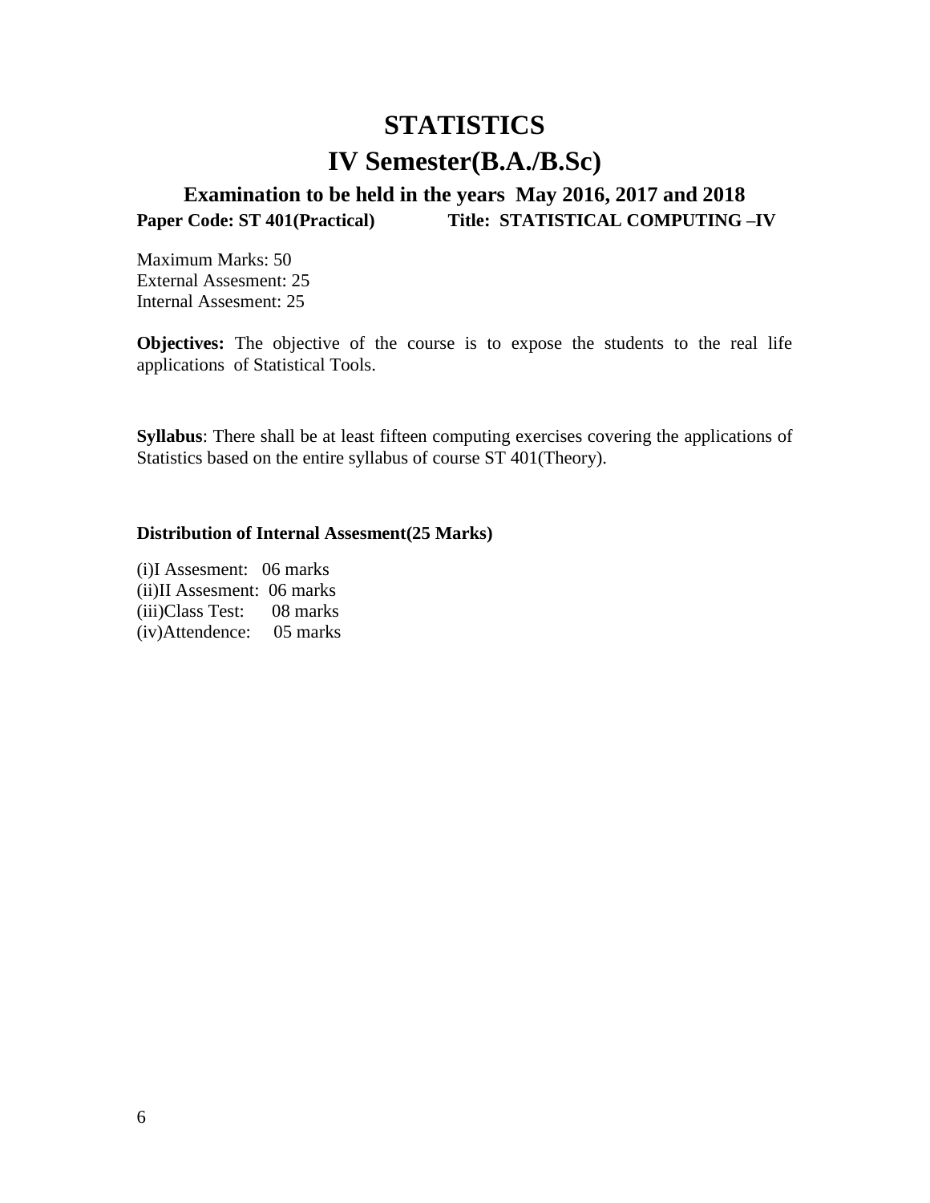# STATISTICS

# IV Semester(B.A./B.Sc)

### Examination to be held in the years May 2016, 2017 and 2018

**Paper Code: ST 401(Practical)** **Title: STATISTICAL COMPUTING –IV**

Maximum Marks: 50
External Assesment: 25
Internal Assesment: 25

**Objectives:** The objective of the course is to expose the students to the real life applications of Statistical Tools.

**Syllabus**: There shall be at least fifteen computing exercises covering the applications of Statistics based on the entire syllabus of course ST 401(Theory).

**Distribution of Internal Assesment(25 Marks)**

(i)I Assesment: 06 marks
(ii)II Assesment: 06 marks
(iii)Class Test: 08 marks
(iv)Attendence: 05 marks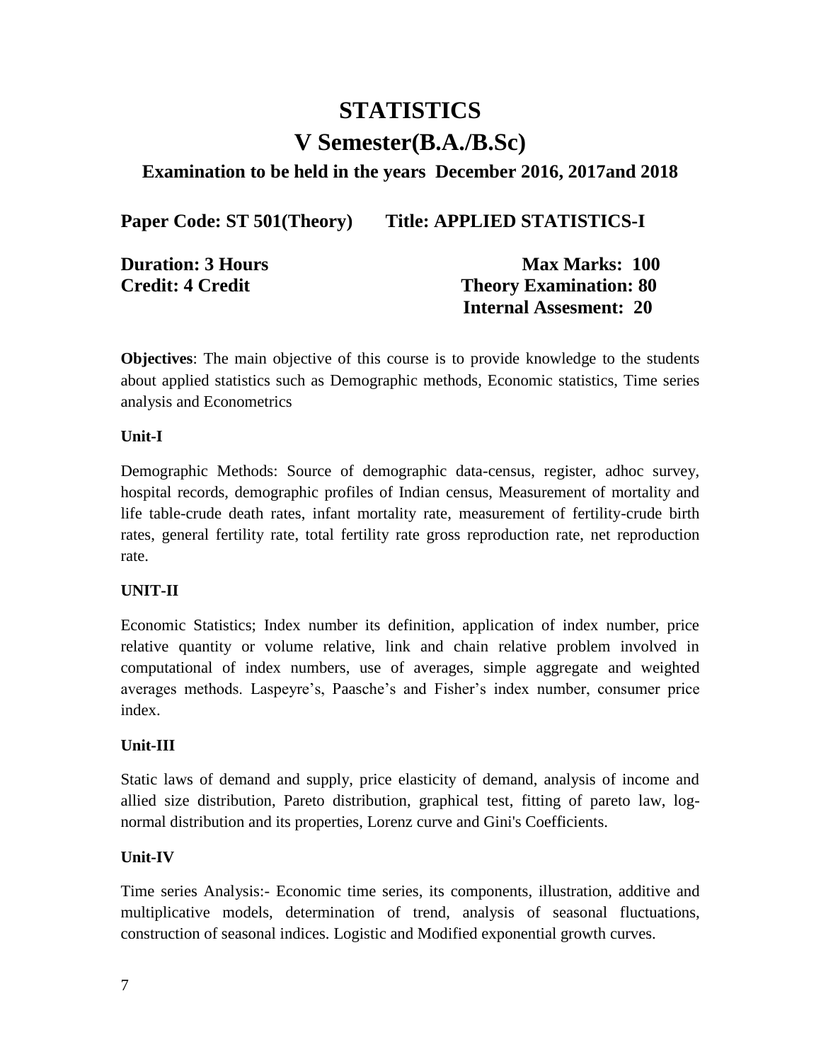# STATISTICS

# V Semester(B.A./B.Sc)

### Examination to be held in the years December 2016, 2017and 2018

**Paper Code: ST 501(Theory) Title: APPLIED STATISTICS-I**

**Duration: 3 Hours** **Max Marks: 100**

**Credit: 4 Credit** **Theory Examination: 80**

**Internal Assesment: 20**

**Objectives**: The main objective of this course is to provide knowledge to the students about applied statistics such as Demographic methods, Economic statistics, Time series analysis and Econometrics

**Unit-I**

Demographic Methods: Source of demographic data-census, register, adhoc survey, hospital records, demographic profiles of Indian census, Measurement of mortality and life table-crude death rates, infant mortality rate, measurement of fertility-crude birth rates, general fertility rate, total fertility rate gross reproduction rate, net reproduction rate.

**UNIT-II**

Economic Statistics; Index number its definition, application of index number, price relative quantity or volume relative, link and chain relative problem involved in computational of index numbers, use of averages, simple aggregate and weighted averages methods. Laspeyre's, Paasche's and Fisher's index number, consumer price index.

**Unit-III**

Static laws of demand and supply, price elasticity of demand, analysis of income and allied size distribution, Pareto distribution, graphical test, fitting of pareto law, log-normal distribution and its properties, Lorenz curve and Gini's Coefficients.

**Unit-IV**

Time series Analysis:- Economic time series, its components, illustration, additive and multiplicative models, determination of trend, analysis of seasonal fluctuations, construction of seasonal indices. Logistic and Modified exponential growth curves.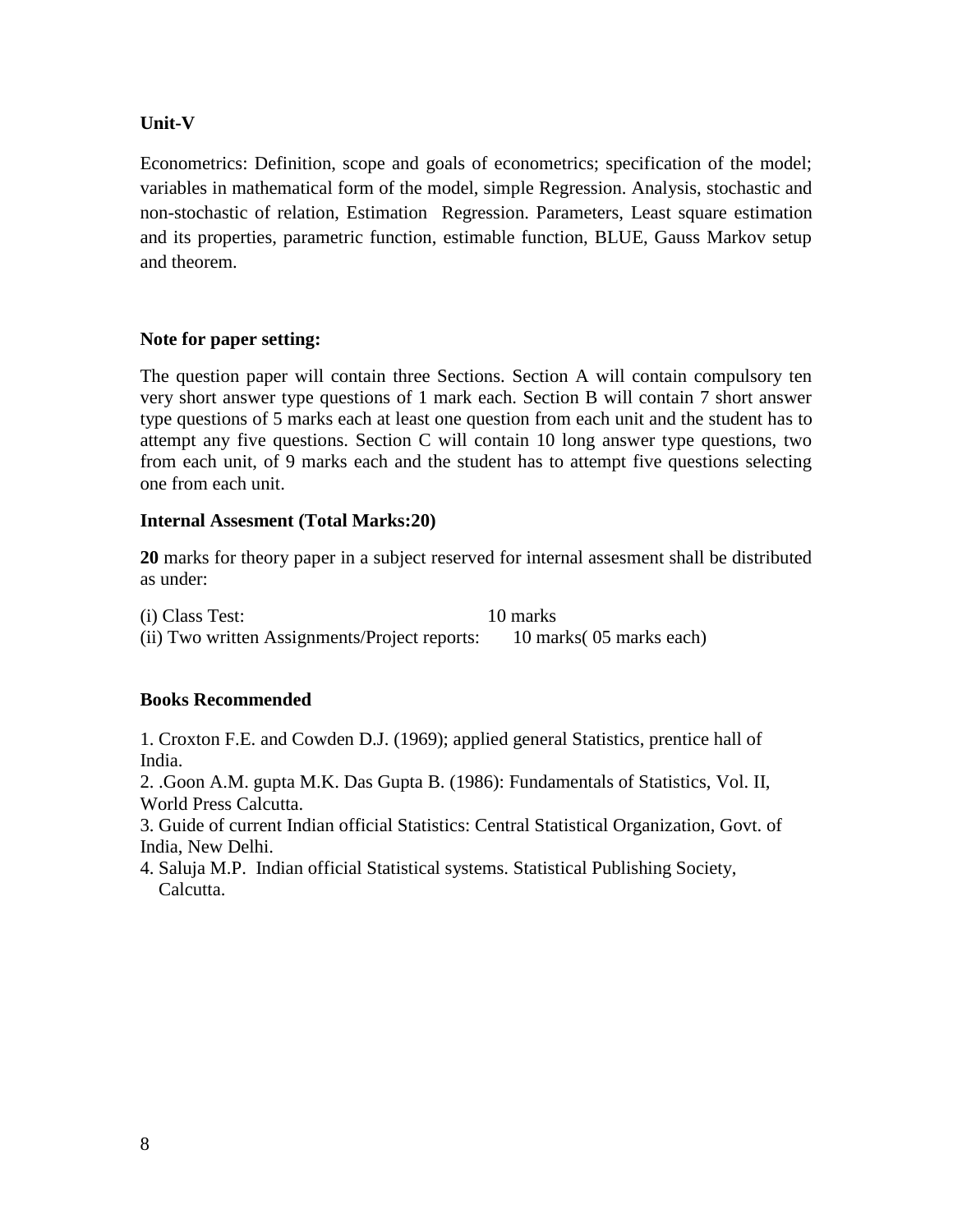**Unit-V**

Econometrics: Definition, scope and goals of econometrics; specification of the model; variables in mathematical form of the model, simple Regression. Analysis, stochastic and non-stochastic of relation, Estimation Regression. Parameters, Least square estimation and its properties, parametric function, estimable function, BLUE, Gauss Markov setup and theorem.

**Note for paper setting:**

The question paper will contain three Sections. Section A will contain compulsory ten very short answer type questions of 1 mark each. Section B will contain 7 short answer type questions of 5 marks each at least one question from each unit and the student has to attempt any five questions. Section C will contain 10 long answer type questions, two from each unit, of 9 marks each and the student has to attempt five questions selecting one from each unit.

**Internal Assesment (Total Marks:20)**

**20** marks for theory paper in a subject reserved for internal assesment shall be distributed as under:

(i) Class Test: 10 marks
(ii) Two written Assignments/Project reports: 10 marks( 05 marks each)

**Books Recommended**

1. Croxton F.E. and Cowden D.J. (1969); applied general Statistics, prentice hall of India.
2. .Goon A.M. gupta M.K. Das Gupta B. (1986): Fundamentals of Statistics, Vol. II, World Press Calcutta.
3. Guide of current Indian official Statistics: Central Statistical Organization, Govt. of India, New Delhi.
4. Saluja M.P. Indian official Statistical systems. Statistical Publishing Society, Calcutta.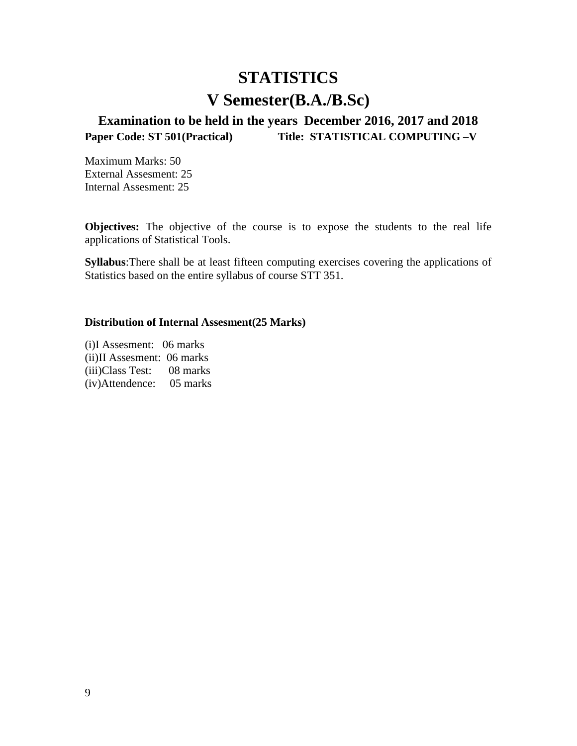# STATISTICS

# V Semester(B.A./B.Sc)

### Examination to be held in the years December 2016, 2017 and 2018

**Paper Code: ST 501(Practical)** **Title: STATISTICAL COMPUTING –V**

Maximum Marks: 50
External Assesment: 25
Internal Assesment: 25

**Objectives:** The objective of the course is to expose the students to the real life applications of Statistical Tools.

**Syllabus**:There shall be at least fifteen computing exercises covering the applications of Statistics based on the entire syllabus of course STT 351.

**Distribution of Internal Assesment(25 Marks)**

(i)I Assesment: 06 marks
(ii)II Assesment: 06 marks
(iii)Class Test: 08 marks
(iv)Attendence: 05 marks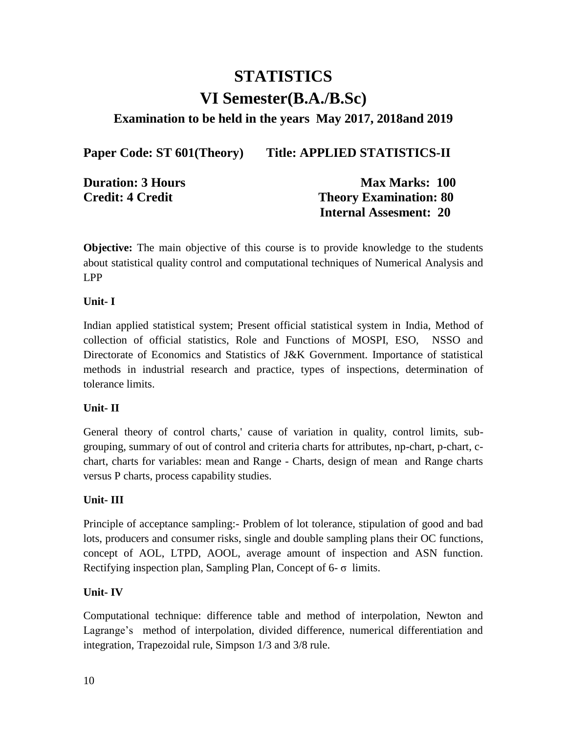# STATISTICS

# VI Semester(B.A./B.Sc)

### Examination to be held in the years May 2017, 2018and 2019

**Paper Code: ST 601(Theory)** **Title: APPLIED STATISTICS-II**

**Duration: 3 Hours** **Max Marks: 100**

**Credit: 4 Credit** **Theory Examination: 80**

**Internal Assesment: 20**

**Objective:** The main objective of this course is to provide knowledge to the students about statistical quality control and computational techniques of Numerical Analysis and LPP

**Unit- I**

Indian applied statistical system; Present official statistical system in India, Method of collection of official statistics, Role and Functions of MOSPI, ESO, NSSO and Directorate of Economics and Statistics of J&K Government. Importance of statistical methods in industrial research and practice, types of inspections, determination of tolerance limits.

**Unit- II**

General theory of control charts,' cause of variation in quality, control limits, sub-grouping, summary of out of control and criteria charts for attributes, np-chart, p-chart, c-chart, charts for variables: mean and Range - Charts, design of mean and Range charts versus P charts, process capability studies.

**Unit- III**

Principle of acceptance sampling:- Problem of lot tolerance, stipulation of good and bad lots, producers and consumer risks, single and double sampling plans their OC functions, concept of AOL, LTPD, AOOL, average amount of inspection and ASN function. Rectifying inspection plan, Sampling Plan, Concept of 6- $\sigma$ limits.

**Unit- IV**

Computational technique: difference table and method of interpolation, Newton and Lagrange's method of interpolation, divided difference, numerical differentiation and integration, Trapezoidal rule, Simpson 1/3 and 3/8 rule.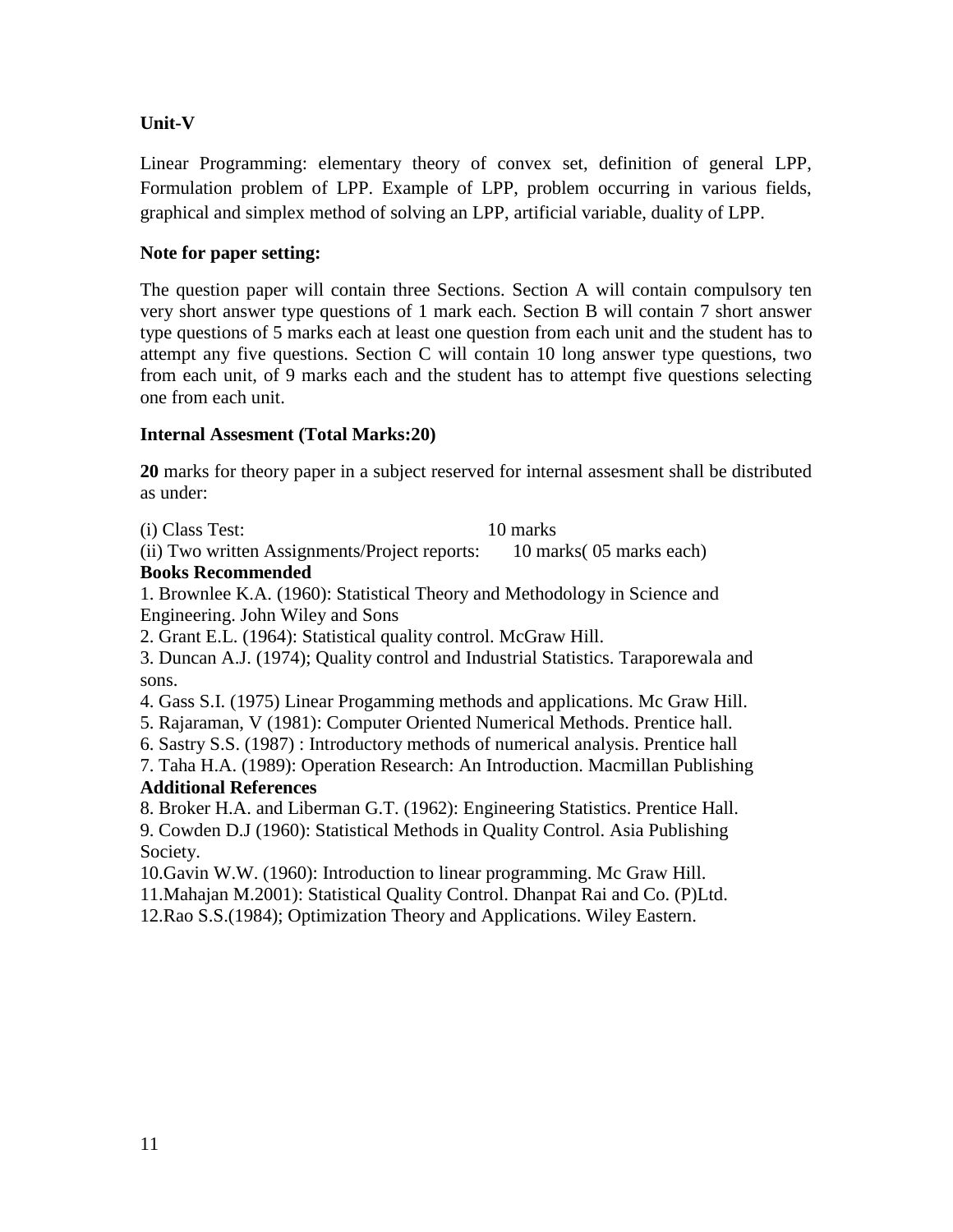**Unit-V**

Linear Programming: elementary theory of convex set, definition of general LPP, Formulation problem of LPP. Example of LPP, problem occurring in various fields, graphical and simplex method of solving an LPP, artificial variable, duality of LPP.

**Note for paper setting:**

The question paper will contain three Sections. Section A will contain compulsory ten very short answer type questions of 1 mark each. Section B will contain 7 short answer type questions of 5 marks each at least one question from each unit and the student has to attempt any five questions. Section C will contain 10 long answer type questions, two from each unit, of 9 marks each and the student has to attempt five questions selecting one from each unit.

**Internal Assesment (Total Marks:20)**

**20** marks for theory paper in a subject reserved for internal assesment shall be distributed as under:

(i) Class Test: 10 marks
(ii) Two written Assignments/Project reports: 10 marks( 05 marks each)

**Books Recommended**

1. Brownlee K.A. (1960): Statistical Theory and Methodology in Science and Engineering. John Wiley and Sons
2. Grant E.L. (1964): Statistical quality control. McGraw Hill.
3. Duncan A.J. (1974); Quality control and Industrial Statistics. Taraporewala and sons.
4. Gass S.I. (1975) Linear Progamming methods and applications. Mc Graw Hill.
5. Rajaraman, V (1981): Computer Oriented Numerical Methods. Prentice hall.
6. Sastry S.S. (1987) : Introductory methods of numerical analysis. Prentice hall
7. Taha H.A. (1989): Operation Research: An Introduction. Macmillan Publishing

**Additional References**

8. Broker H.A. and Liberman G.T. (1962): Engineering Statistics. Prentice Hall.
9. Cowden D.J (1960): Statistical Methods in Quality Control. Asia Publishing Society.
10. Gavin W.W. (1960): Introduction to linear programming. Mc Graw Hill.
11. Mahajan M.2001): Statistical Quality Control. Dhanpat Rai and Co. (P)Ltd.
12. Rao S.S.(1984); Optimization Theory and Applications. Wiley Eastern.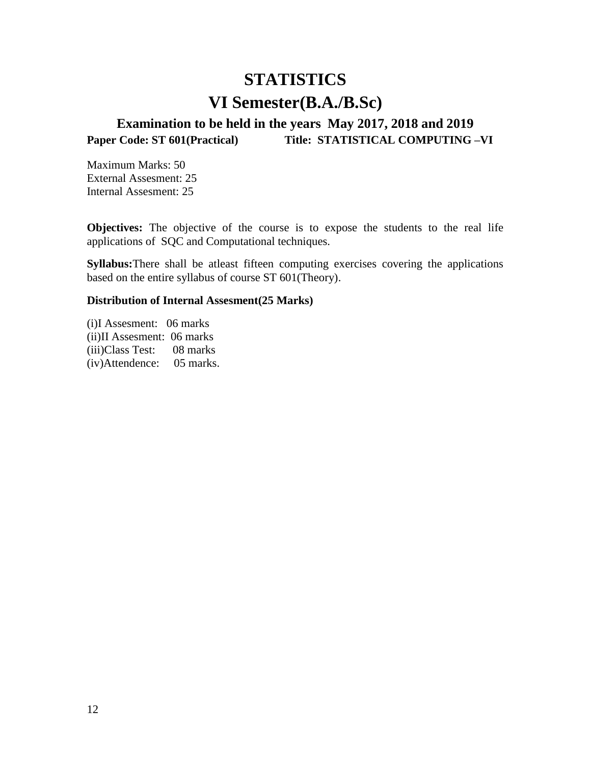# STATISTICS

# VI Semester(B.A./B.Sc)

### Examination to be held in the years May 2017, 2018 and 2019

**Paper Code: ST 601(Practical)** **Title: STATISTICAL COMPUTING –VI**

Maximum Marks: 50
External Assesment: 25
Internal Assesment: 25

**Objectives:** The objective of the course is to expose the students to the real life applications of SQC and Computational techniques.

**Syllabus:**There shall be atleast fifteen computing exercises covering the applications based on the entire syllabus of course ST 601(Theory).

**Distribution of Internal Assesment(25 Marks)**

(i)I Assesment: 06 marks
(ii)II Assesment: 06 marks
(iii)Class Test: 08 marks
(iv)Attendence: 05 marks.